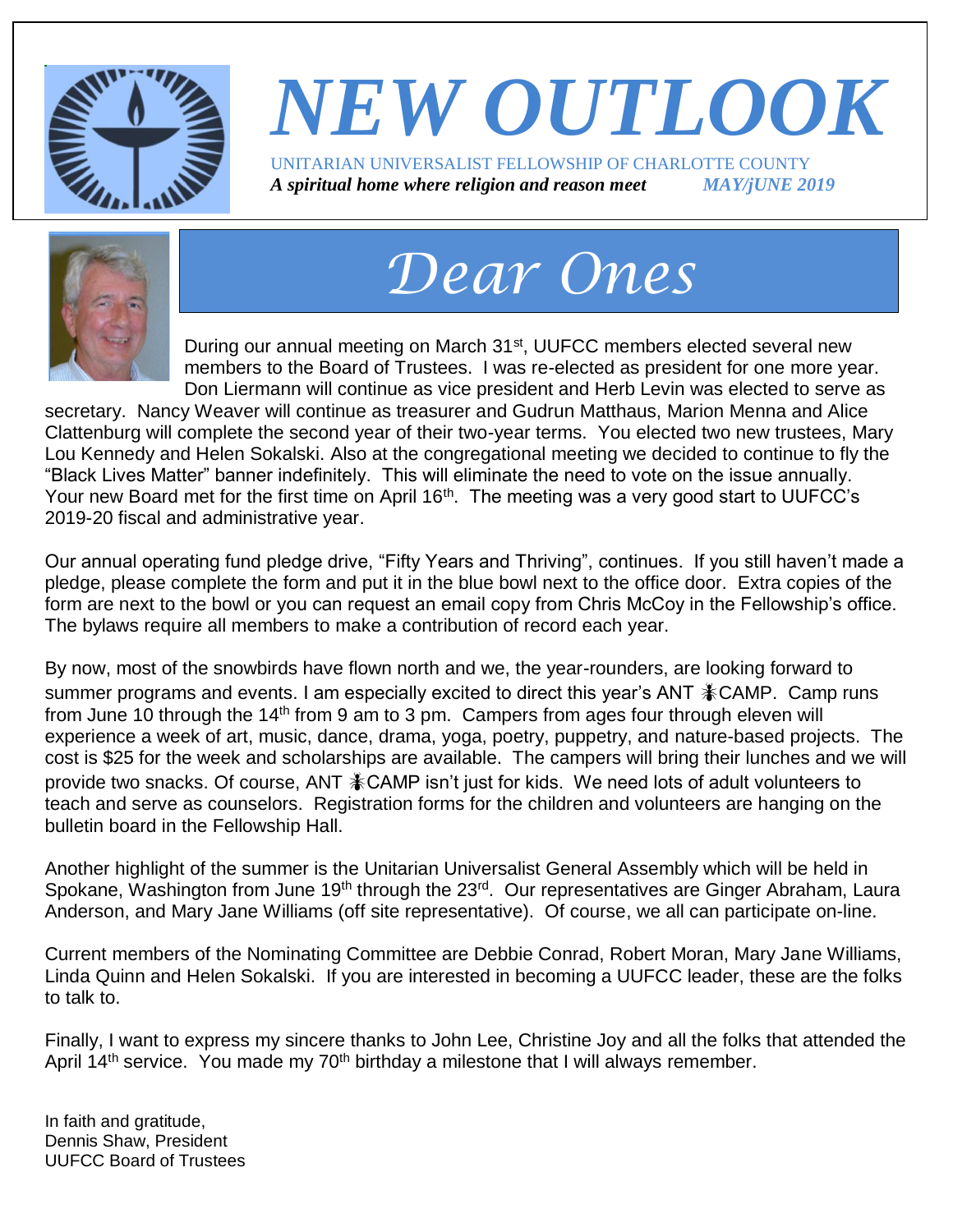# *NEW OUTLOOK*

UNITARIAN UNIVERSALIST FELLOWSHIP OF CHARLOTTE COUNTY

***A spiritual home where religion and reason meet*** ***MAY/jUNE 2019***

## *Dear Ones*

During our annual meeting on March 31st, UUFCC members elected several new members to the Board of Trustees. I was re-elected as president for one more year. Don Liermann will continue as vice president and Herb Levin was elected to serve as secretary. Nancy Weaver will continue as treasurer and Gudrun Matthaus, Marion Menna and Alice Clattenburg will complete the second year of their two-year terms. You elected two new trustees, Mary Lou Kennedy and Helen Sokalski. Also at the congregational meeting we decided to continue to fly the "Black Lives Matter" banner indefinitely. This will eliminate the need to vote on the issue annually. Your new Board met for the first time on April 16th. The meeting was a very good start to UUFCC's 2019-20 fiscal and administrative year.

Our annual operating fund pledge drive, "Fifty Years and Thriving", continues. If you still haven't made a pledge, please complete the form and put it in the blue bowl next to the office door. Extra copies of the form are next to the bowl or you can request an email copy from Chris McCoy in the Fellowship's office. The bylaws require all members to make a contribution of record each year.

By now, most of the snowbirds have flown north and we, the year-rounders, are looking forward to summer programs and events. I am especially excited to direct this year's ANT 🐜CAMP. Camp runs from June 10 through the 14th from 9 am to 3 pm. Campers from ages four through eleven will experience a week of art, music, dance, drama, yoga, poetry, puppetry, and nature-based projects. The cost is $25 for the week and scholarships are available. The campers will bring their lunches and we will provide two snacks. Of course, ANT 🐜CAMP isn't just for kids. We need lots of adult volunteers to teach and serve as counselors. Registration forms for the children and volunteers are hanging on the bulletin board in the Fellowship Hall.

Another highlight of the summer is the Unitarian Universalist General Assembly which will be held in Spokane, Washington from June 19th through the 23rd. Our representatives are Ginger Abraham, Laura Anderson, and Mary Jane Williams (off site representative). Of course, we all can participate on-line.

Current members of the Nominating Committee are Debbie Conrad, Robert Moran, Mary Jane Williams, Linda Quinn and Helen Sokalski. If you are interested in becoming a UUFCC leader, these are the folks to talk to.

Finally, I want to express my sincere thanks to John Lee, Christine Joy and all the folks that attended the April 14th service. You made my 70th birthday a milestone that I will always remember.

In faith and gratitude,
Dennis Shaw, President
UUFCC Board of Trustees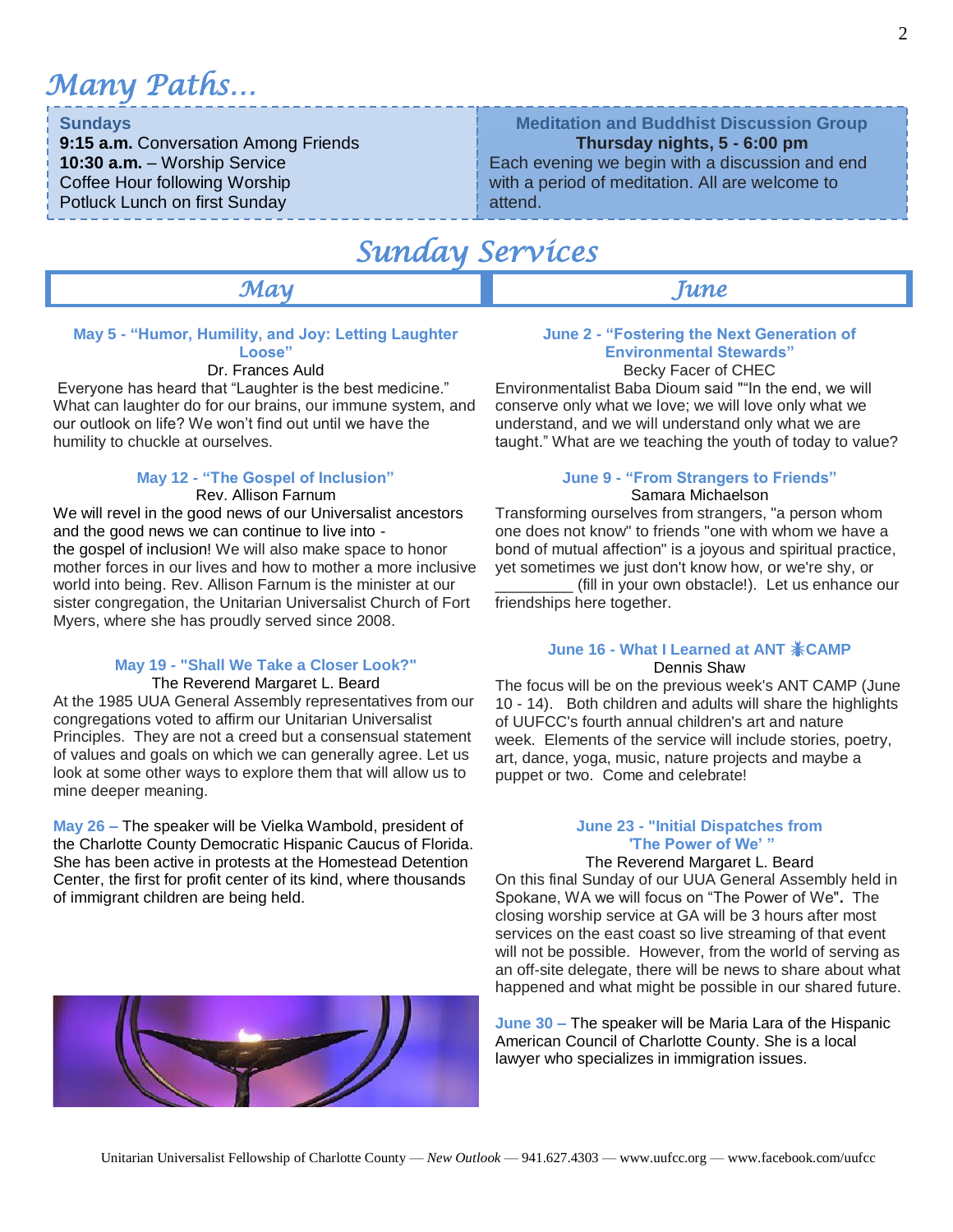# Many Paths…

**Sundays**
**9:15 a.m.** Conversation Among Friends
**10:30 a.m.** – Worship Service
Coffee Hour following Worship
Potluck Lunch on first Sunday

**Meditation and Buddhist Discussion Group**
**Thursday nights, 5 - 6:00 pm**
Each evening we begin with a discussion and end with a period of meditation. All are welcome to attend.

# Sunday Services

## May

### May 5 - "Humor, Humility, and Joy: Letting Laughter Loose"

Dr. Frances Auld

Everyone has heard that "Laughter is the best medicine." What can laughter do for our brains, our immune system, and our outlook on life? We won't find out until we have the humility to chuckle at ourselves.

### May 12 - "The Gospel of Inclusion"

Rev. Allison Farnum

We will revel in the good news of our Universalist ancestors and the good news we can continue to live into - the gospel of inclusion! We will also make space to honor mother forces in our lives and how to mother a more inclusive world into being. Rev. Allison Farnum is the minister at our sister congregation, the Unitarian Universalist Church of Fort Myers, where she has proudly served since 2008.

### May 19 - "Shall We Take a Closer Look?"

The Reverend Margaret L. Beard

At the 1985 UUA General Assembly representatives from our congregations voted to affirm our Unitarian Universalist Principles. They are not a creed but a consensual statement of values and goals on which we can generally agree. Let us look at some other ways to explore them that will allow us to mine deeper meaning.

**May 26 –** The speaker will be Vielka Wambold, president of the Charlotte County Democratic Hispanic Caucus of Florida. She has been active in protests at the Homestead Detention Center, the first for profit center of its kind, where thousands of immigrant children are being held.

## June

### June 2 - "Fostering the Next Generation of Environmental Stewards"

Becky Facer of CHEC

Environmentalist Baba Dioum said ""In the end, we will conserve only what we love; we will love only what we understand, and we will understand only what we are taught." What are we teaching the youth of today to value?

### June 9 - "From Strangers to Friends"

Samara Michaelson

Transforming ourselves from strangers, "a person whom one does not know" to friends "one with whom we have a bond of mutual affection" is a joyous and spiritual practice, yet sometimes we just don't know how, or we're shy, or _________ (fill in your own obstacle!). Let us enhance our friendships here together.

### June 16 - What I Learned at ANT CAMP

Dennis Shaw

The focus will be on the previous week's ANT CAMP (June 10 - 14). Both children and adults will share the highlights of UUFCC's fourth annual children's art and nature week. Elements of the service will include stories, poetry, art, dance, yoga, music, nature projects and maybe a puppet or two. Come and celebrate!

### June 23 - "Initial Dispatches from 'The Power of We' "

The Reverend Margaret L. Beard

On this final Sunday of our UUA General Assembly held in Spokane, WA we will focus on "The Power of We". The closing worship service at GA will be 3 hours after most services on the east coast so live streaming of that event will not be possible. However, from the world of serving as an off-site delegate, there will be news to share about what happened and what might be possible in our shared future.

**June 30 –** The speaker will be Maria Lara of the Hispanic American Council of Charlotte County. She is a local lawyer who specializes in immigration issues.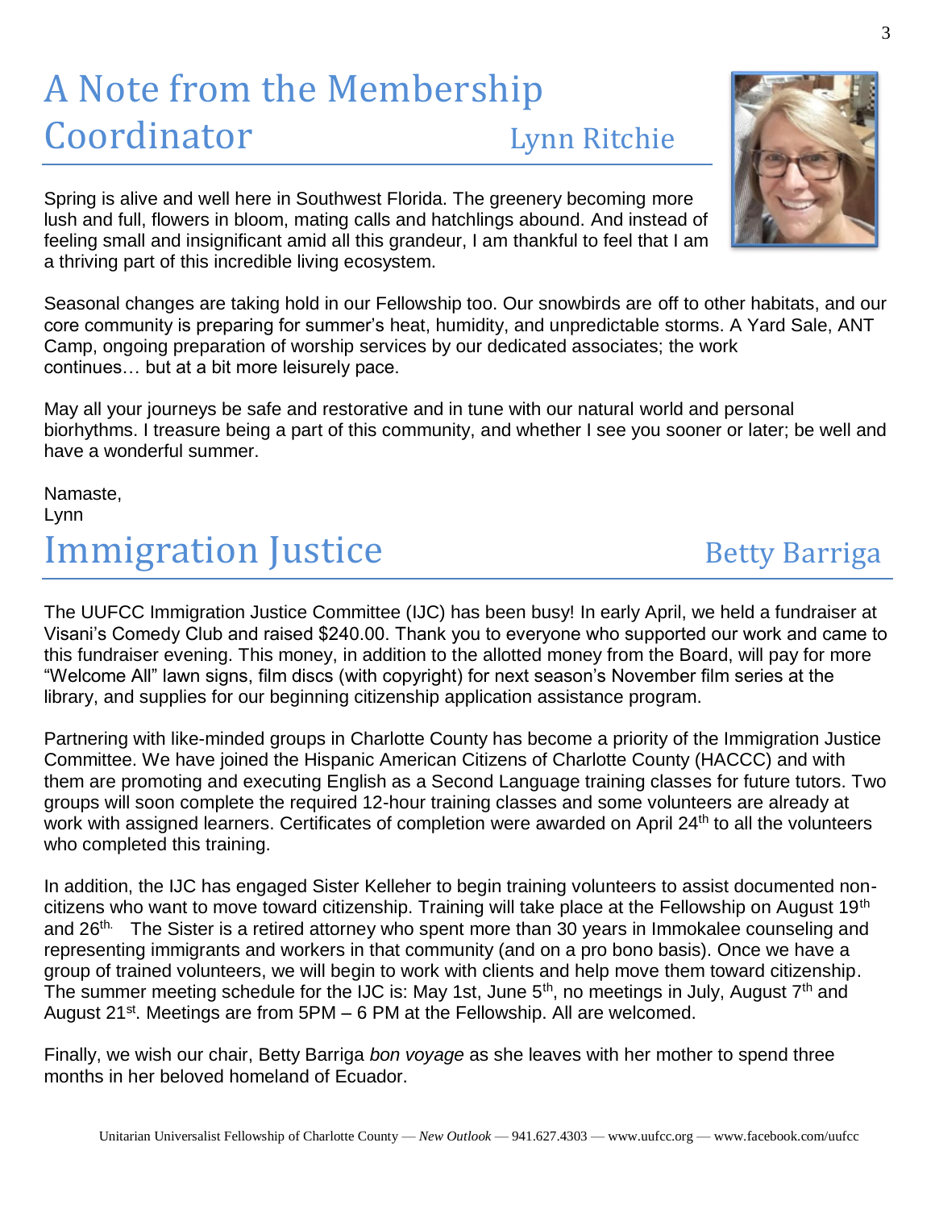# A Note from the Membership Coordinator

Lynn Ritchie

Spring is alive and well here in Southwest Florida. The greenery becoming more lush and full, flowers in bloom, mating calls and hatchlings abound. And instead of feeling small and insignificant amid all this grandeur, I am thankful to feel that I am a thriving part of this incredible living ecosystem.

Seasonal changes are taking hold in our Fellowship too. Our snowbirds are off to other habitats, and our core community is preparing for summer's heat, humidity, and unpredictable storms. A Yard Sale, ANT Camp, ongoing preparation of worship services by our dedicated associates; the work continues… but at a bit more leisurely pace.

May all your journeys be safe and restorative and in tune with our natural world and personal biorhythms. I treasure being a part of this community, and whether I see you sooner or later; be well and have a wonderful summer.

Namaste,
Lynn

# Immigration Justice

Betty Barriga

The UUFCC Immigration Justice Committee (IJC) has been busy! In early April, we held a fundraiser at Visani's Comedy Club and raised $240.00. Thank you to everyone who supported our work and came to this fundraiser evening. This money, in addition to the allotted money from the Board, will pay for more "Welcome All" lawn signs, film discs (with copyright) for next season's November film series at the library, and supplies for our beginning citizenship application assistance program.

Partnering with like-minded groups in Charlotte County has become a priority of the Immigration Justice Committee. We have joined the Hispanic American Citizens of Charlotte County (HACCC) and with them are promoting and executing English as a Second Language training classes for future tutors. Two groups will soon complete the required 12-hour training classes and some volunteers are already at work with assigned learners. Certificates of completion were awarded on April 24th to all the volunteers who completed this training.

In addition, the IJC has engaged Sister Kelleher to begin training volunteers to assist documented non-citizens who want to move toward citizenship. Training will take place at the Fellowship on August 19th and 26th. The Sister is a retired attorney who spent more than 30 years in Immokalee counseling and representing immigrants and workers in that community (and on a pro bono basis). Once we have a group of trained volunteers, we will begin to work with clients and help move them toward citizenship. The summer meeting schedule for the IJC is: May 1st, June 5th, no meetings in July, August 7th and August 21st. Meetings are from 5PM – 6 PM at the Fellowship. All are welcomed.

Finally, we wish our chair, Betty Barriga *bon voyage* as she leaves with her mother to spend three months in her beloved homeland of Ecuador.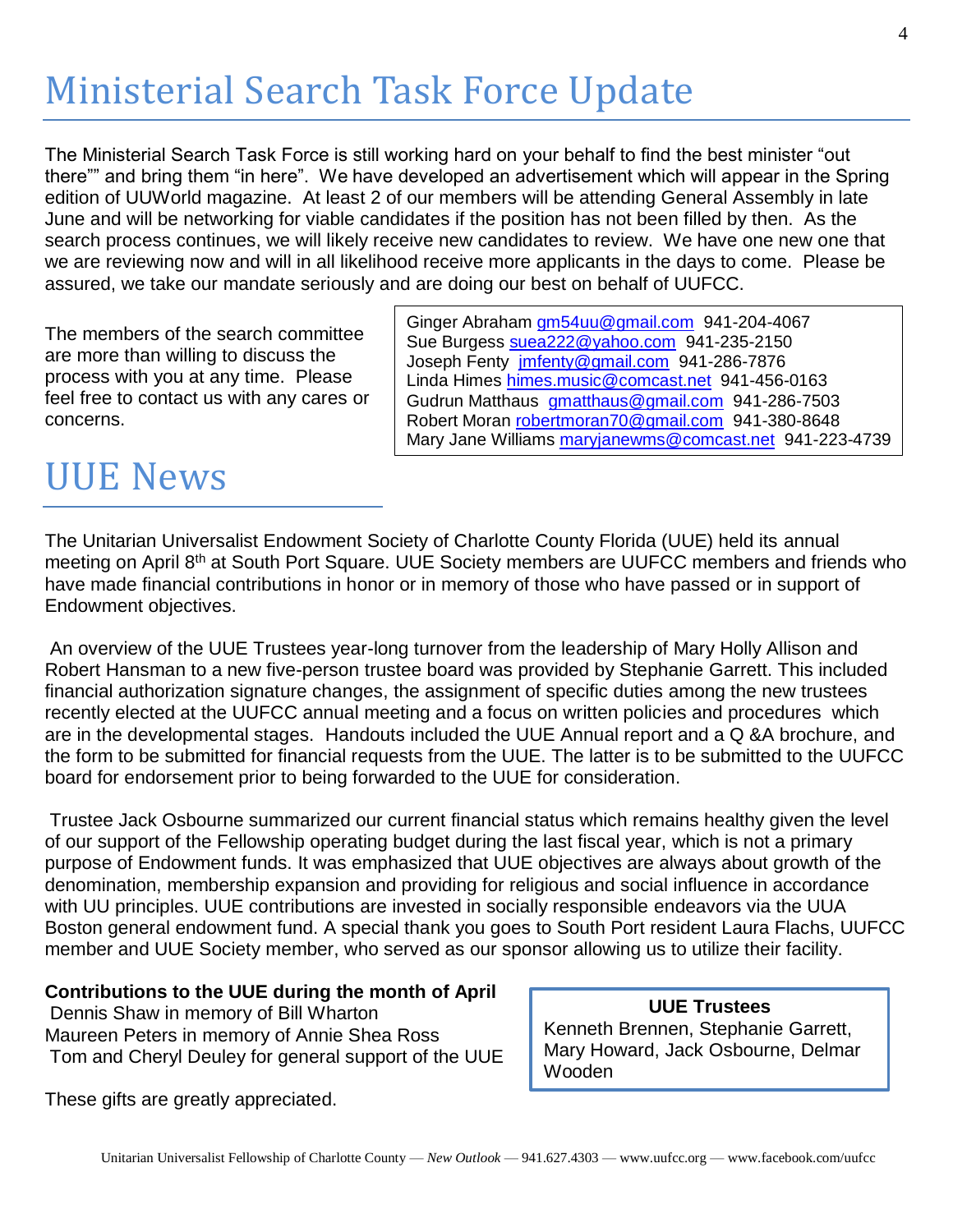# Ministerial Search Task Force Update

The Ministerial Search Task Force is still working hard on your behalf to find the best minister "out there"" and bring them "in here". We have developed an advertisement which will appear in the Spring edition of UUWorld magazine. At least 2 of our members will be attending General Assembly in late June and will be networking for viable candidates if the position has not been filled by then. As the search process continues, we will likely receive new candidates to review. We have one new one that we are reviewing now and will in all likelihood receive more applicants in the days to come. Please be assured, we take our mandate seriously and are doing our best on behalf of UUFCC.

The members of the search committee are more than willing to discuss the process with you at any time. Please feel free to contact us with any cares or concerns.

Ginger Abraham gm54uu@gmail.com 941-204-4067
Sue Burgess suea222@yahoo.com 941-235-2150
Joseph Fenty jmfenty@gmail.com 941-286-7876
Linda Himes himes.music@comcast.net 941-456-0163
Gudrun Matthaus gmatthaus@gmail.com 941-286-7503
Robert Moran robertmoran70@gmail.com 941-380-8648
Mary Jane Williams maryjanewms@comcast.net 941-223-4739

# UUE News

The Unitarian Universalist Endowment Society of Charlotte County Florida (UUE) held its annual meeting on April 8th at South Port Square. UUE Society members are UUFCC members and friends who have made financial contributions in honor or in memory of those who have passed or in support of Endowment objectives.

An overview of the UUE Trustees year-long turnover from the leadership of Mary Holly Allison and Robert Hansman to a new five-person trustee board was provided by Stephanie Garrett. This included financial authorization signature changes, the assignment of specific duties among the new trustees recently elected at the UUFCC annual meeting and a focus on written policies and procedures which are in the developmental stages. Handouts included the UUE Annual report and a Q &A brochure, and the form to be submitted for financial requests from the UUE. The latter is to be submitted to the UUFCC board for endorsement prior to being forwarded to the UUE for consideration.

Trustee Jack Osbourne summarized our current financial status which remains healthy given the level of our support of the Fellowship operating budget during the last fiscal year, which is not a primary purpose of Endowment funds. It was emphasized that UUE objectives are always about growth of the denomination, membership expansion and providing for religious and social influence in accordance with UU principles. UUE contributions are invested in socially responsible endeavors via the UUA Boston general endowment fund. A special thank you goes to South Port resident Laura Flachs, UUFCC member and UUE Society member, who served as our sponsor allowing us to utilize their facility.

**Contributions to the UUE during the month of April**
Dennis Shaw in memory of Bill Wharton
Maureen Peters in memory of Annie Shea Ross
Tom and Cheryl Deuley for general support of the UUE

These gifts are greatly appreciated.

**UUE Trustees**
Kenneth Brennen, Stephanie Garrett, Mary Howard, Jack Osbourne, Delmar Wooden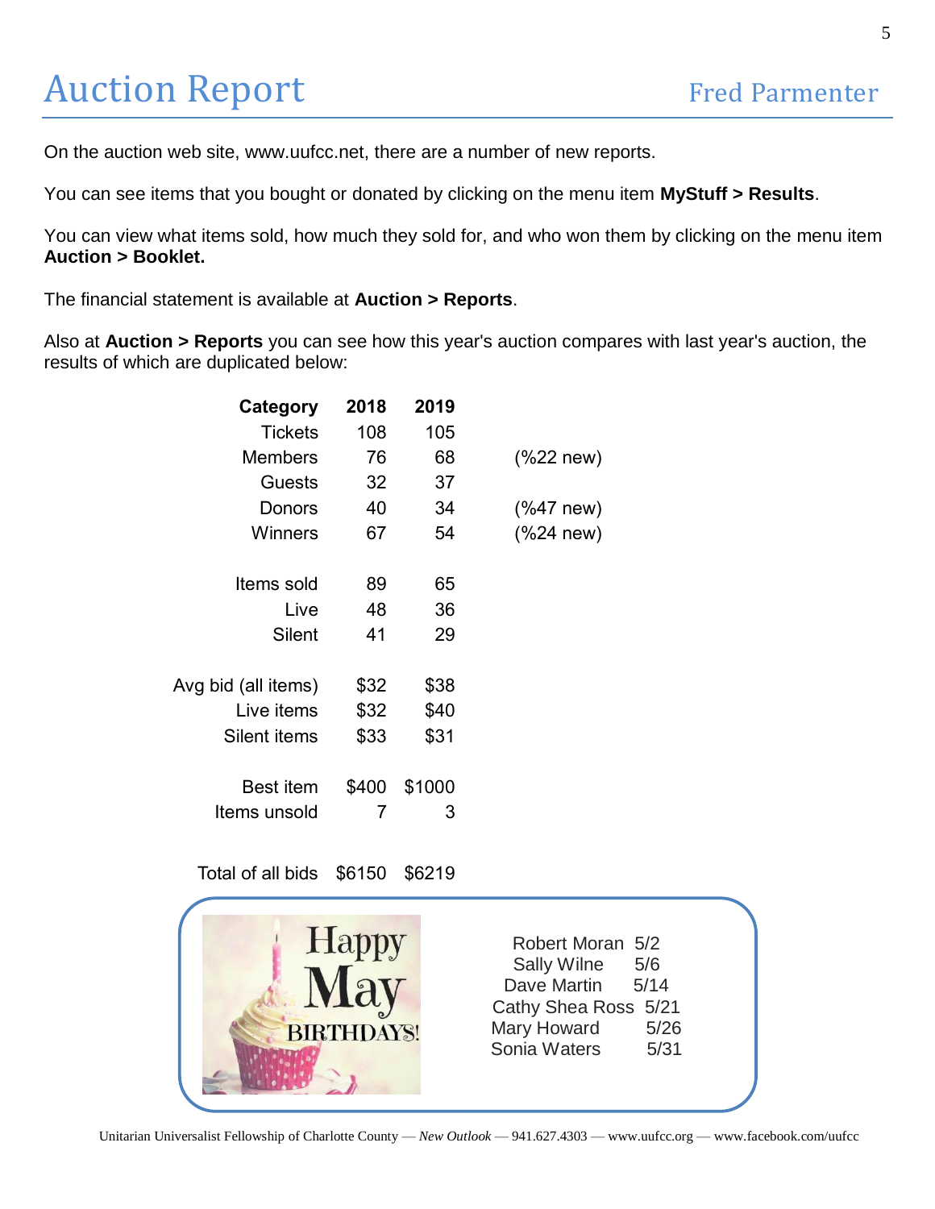# Auction Report

Fred Parmenter

On the auction web site, www.uufcc.net, there are a number of new reports.

You can see items that you bought or donated by clicking on the menu item **MyStuff > Results**.

You can view what items sold, how much they sold for, and who won them by clicking on the menu item **Auction > Booklet.**

The financial statement is available at **Auction > Reports**.

Also at **Auction > Reports** you can see how this year's auction compares with last year's auction, the results of which are duplicated below:

| Category | 2018 | 2019 | |
|---|---|---|---|
| Tickets | 108 | 105 | |
| Members | 76 | 68 | (%22 new) |
| Guests | 32 | 37 | |
| Donors | 40 | 34 | (%47 new) |
| Winners | 67 | 54 | (%24 new) |
| Items sold | 89 | 65 | |
| Live | 48 | 36 | |
| Silent | 41 | 29 | |
| Avg bid (all items) | $32 | $38 | |
| Live items | $32 | $40 | |
| Silent items | $33 | $31 | |
| Best item | $400 | $1000 | |
| Items unsold | 7 | 3 | |
| Total of all bids | $6150 | $6219 | |

Happy May BIRTHDAYS!

| | |
|---|---|
| Robert Moran | 5/2 |
| Sally Wilne | 5/6 |
| Dave Martin | 5/14 |
| Cathy Shea Ross | 5/21 |
| Mary Howard | 5/26 |
| Sonia Waters | 5/31 |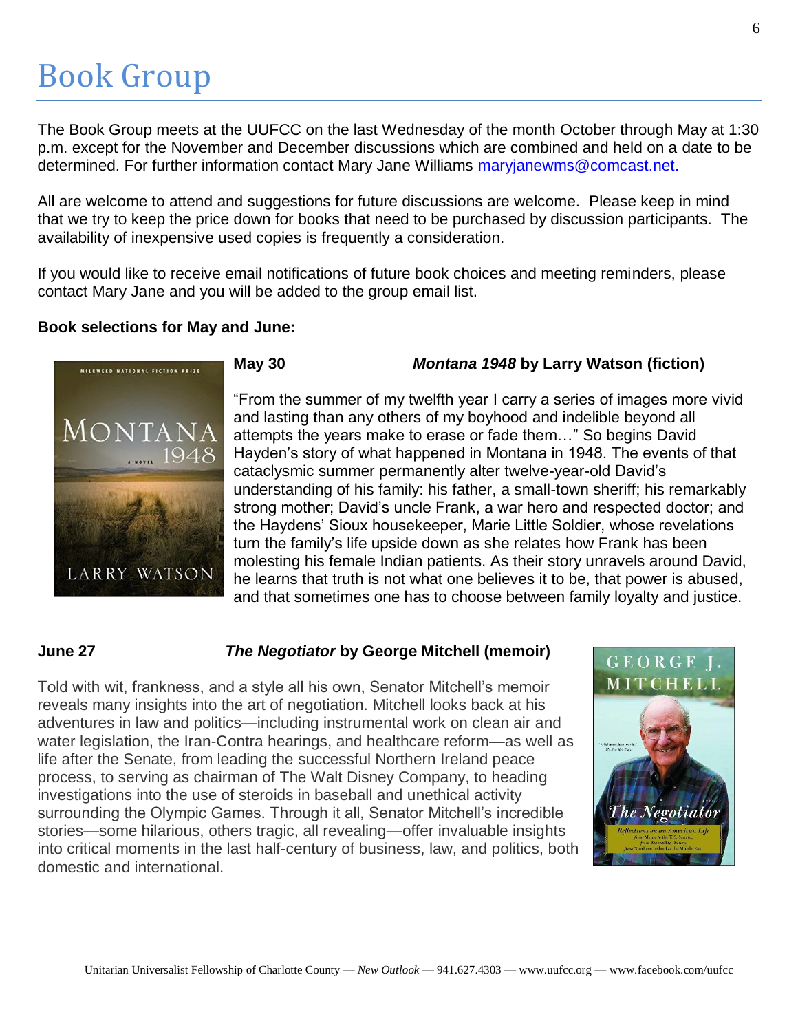# Book Group

The Book Group meets at the UUFCC on the last Wednesday of the month October through May at 1:30 p.m. except for the November and December discussions which are combined and held on a date to be determined. For further information contact Mary Jane Williams maryjanewms@comcast.net.

All are welcome to attend and suggestions for future discussions are welcome. Please keep in mind that we try to keep the price down for books that need to be purchased by discussion participants. The availability of inexpensive used copies is frequently a consideration.

If you would like to receive email notifications of future book choices and meeting reminders, please contact Mary Jane and you will be added to the group email list.

**Book selections for May and June:**

**May 30** ***Montana 1948*** **by Larry Watson (fiction)**

"From the summer of my twelfth year I carry a series of images more vivid and lasting than any others of my boyhood and indelible beyond all attempts the years make to erase or fade them…" So begins David Hayden's story of what happened in Montana in 1948. The events of that cataclysmic summer permanently alter twelve-year-old David's understanding of his family: his father, a small-town sheriff; his remarkably strong mother; David's uncle Frank, a war hero and respected doctor; and the Haydens' Sioux housekeeper, Marie Little Soldier, whose revelations turn the family's life upside down as she relates how Frank has been molesting his female Indian patients. As their story unravels around David, he learns that truth is not what one believes it to be, that power is abused, and that sometimes one has to choose between family loyalty and justice.

**June 27** ***The Negotiator*** **by George Mitchell (memoir)**

Told with wit, frankness, and a style all his own, Senator Mitchell's memoir reveals many insights into the art of negotiation. Mitchell looks back at his adventures in law and politics—including instrumental work on clean air and water legislation, the Iran-Contra hearings, and healthcare reform—as well as life after the Senate, from leading the successful Northern Ireland peace process, to serving as chairman of The Walt Disney Company, to heading investigations into the use of steroids in baseball and unethical activity surrounding the Olympic Games. Through it all, Senator Mitchell's incredible stories—some hilarious, others tragic, all revealing—offer invaluable insights into critical moments in the last half-century of business, law, and politics, both domestic and international.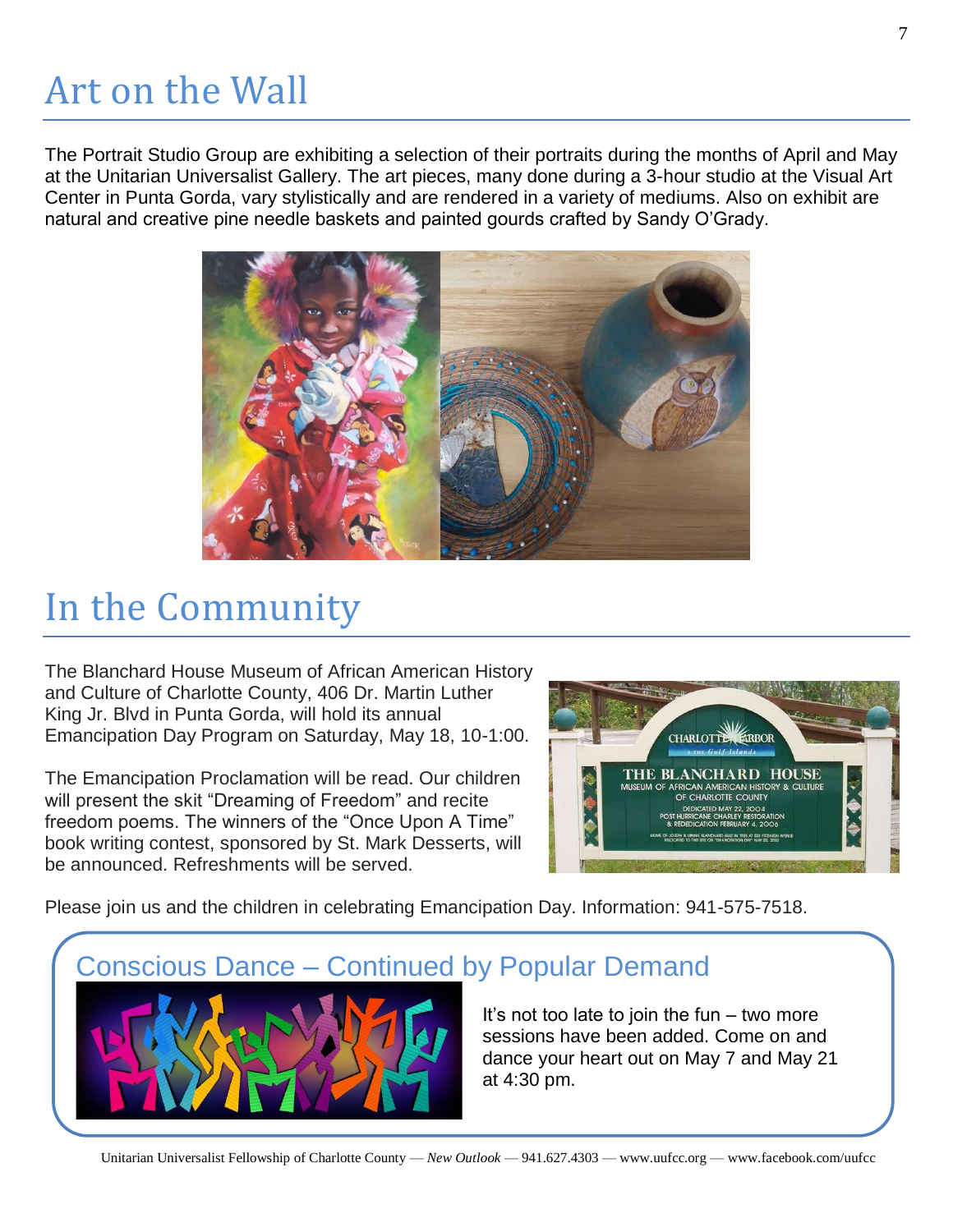# Art on the Wall

The Portrait Studio Group are exhibiting a selection of their portraits during the months of April and May at the Unitarian Universalist Gallery. The art pieces, many done during a 3-hour studio at the Visual Art Center in Punta Gorda, vary stylistically and are rendered in a variety of mediums. Also on exhibit are natural and creative pine needle baskets and painted gourds crafted by Sandy O'Grady.

# In the Community

The Blanchard House Museum of African American History and Culture of Charlotte County, 406 Dr. Martin Luther King Jr. Blvd in Punta Gorda, will hold its annual Emancipation Day Program on Saturday, May 18, 10-1:00.

The Emancipation Proclamation will be read. Our children will present the skit "Dreaming of Freedom" and recite freedom poems. The winners of the "Once Upon A Time" book writing contest, sponsored by St. Mark Desserts, will be announced. Refreshments will be served.

Please join us and the children in celebrating Emancipation Day. Information: 941-575-7518.

## Conscious Dance – Continued by Popular Demand

It's not too late to join the fun – two more sessions have been added. Come on and dance your heart out on May 7 and May 21 at 4:30 pm.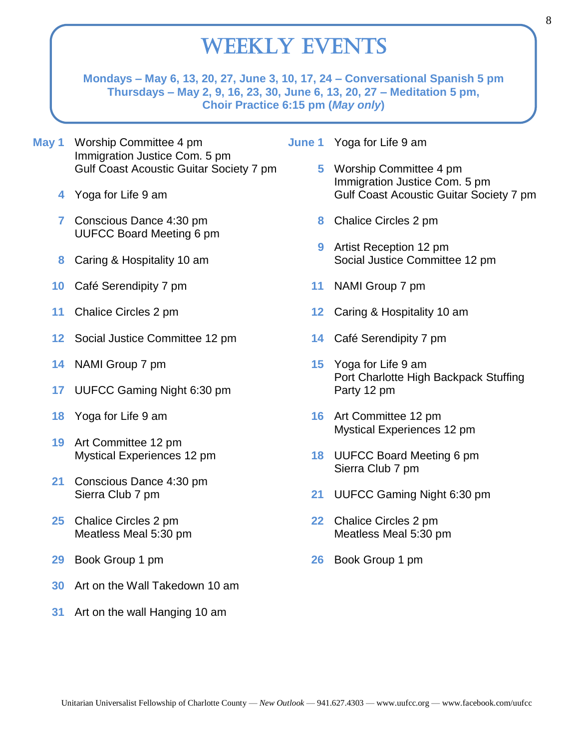# Weekly Events

**Mondays – May 6, 13, 20, 27, June 3, 10, 17, 24 – Conversational Spanish 5 pm**
**Thursdays – May 2, 9, 16, 23, 30, June 6, 13, 20, 27 – Meditation 5 pm,**
**Choir Practice 6:15 pm (*May only*)**

**May 1** Worship Committee 4 pm
Immigration Justice Com. 5 pm
Gulf Coast Acoustic Guitar Society 7 pm

**4** Yoga for Life 9 am

**7** Conscious Dance 4:30 pm
UUFCC Board Meeting 6 pm

**8** Caring & Hospitality 10 am

**10** Café Serendipity 7 pm

**11** Chalice Circles 2 pm

**12** Social Justice Committee 12 pm

**14** NAMI Group 7 pm

**17** UUFCC Gaming Night 6:30 pm

**18** Yoga for Life 9 am

**19** Art Committee 12 pm
Mystical Experiences 12 pm

**21** Conscious Dance 4:30 pm
Sierra Club 7 pm

**25** Chalice Circles 2 pm
Meatless Meal 5:30 pm

**29** Book Group 1 pm

**30** Art on the Wall Takedown 10 am

**31** Art on the wall Hanging 10 am

**June 1** Yoga for Life 9 am

**5** Worship Committee 4 pm
Immigration Justice Com. 5 pm
Gulf Coast Acoustic Guitar Society 7 pm

**8** Chalice Circles 2 pm

**9** Artist Reception 12 pm
Social Justice Committee 12 pm

**11** NAMI Group 7 pm

**12** Caring & Hospitality 10 am

**14** Café Serendipity 7 pm

**15** Yoga for Life 9 am
Port Charlotte High Backpack Stuffing Party 12 pm

**16** Art Committee 12 pm
Mystical Experiences 12 pm

**18** UUFCC Board Meeting 6 pm
Sierra Club 7 pm

**21** UUFCC Gaming Night 6:30 pm

**22** Chalice Circles 2 pm
Meatless Meal 5:30 pm

**26** Book Group 1 pm